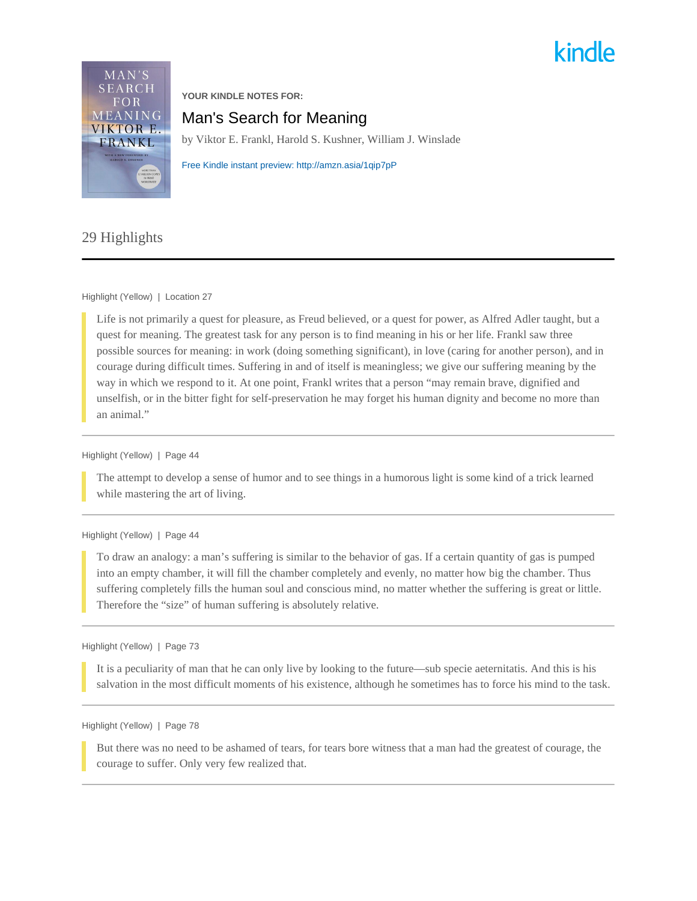kindle

YOUR KINDLE NOTES FOR:

# Man's Search for Meaning

by Viktor E. Frankl, Harold S. Kushner, William J. Winslade

Free Kindle instant preview: http://amzn.asia/1qip7pP

## 29 Highlights

---

Highlight (Yellow) | Location 27

> Life is not primarily a quest for pleasure, as Freud believed, or a quest for power, as Alfred Adler taught, but a quest for meaning. The greatest task for any person is to find meaning in his or her life. Frankl saw three possible sources for meaning: in work (doing something significant), in love (caring for another person), and in courage during difficult times. Suffering in and of itself is meaningless; we give our suffering meaning by the way in which we respond to it. At one point, Frankl writes that a person "may remain brave, dignified and unselfish, or in the bitter fight for self-preservation he may forget his human dignity and become no more than an animal."

---

Highlight (Yellow) | Page 44

> The attempt to develop a sense of humor and to see things in a humorous light is some kind of a trick learned while mastering the art of living.

---

Highlight (Yellow) | Page 44

> To draw an analogy: a man's suffering is similar to the behavior of gas. If a certain quantity of gas is pumped into an empty chamber, it will fill the chamber completely and evenly, no matter how big the chamber. Thus suffering completely fills the human soul and conscious mind, no matter whether the suffering is great or little. Therefore the "size" of human suffering is absolutely relative.

---

Highlight (Yellow) | Page 73

> It is a peculiarity of man that he can only live by looking to the future—sub specie aeternitatis. And this is his salvation in the most difficult moments of his existence, although he sometimes has to force his mind to the task.

---

Highlight (Yellow) | Page 78

> But there was no need to be ashamed of tears, for tears bore witness that a man had the greatest of courage, the courage to suffer. Only very few realized that.

---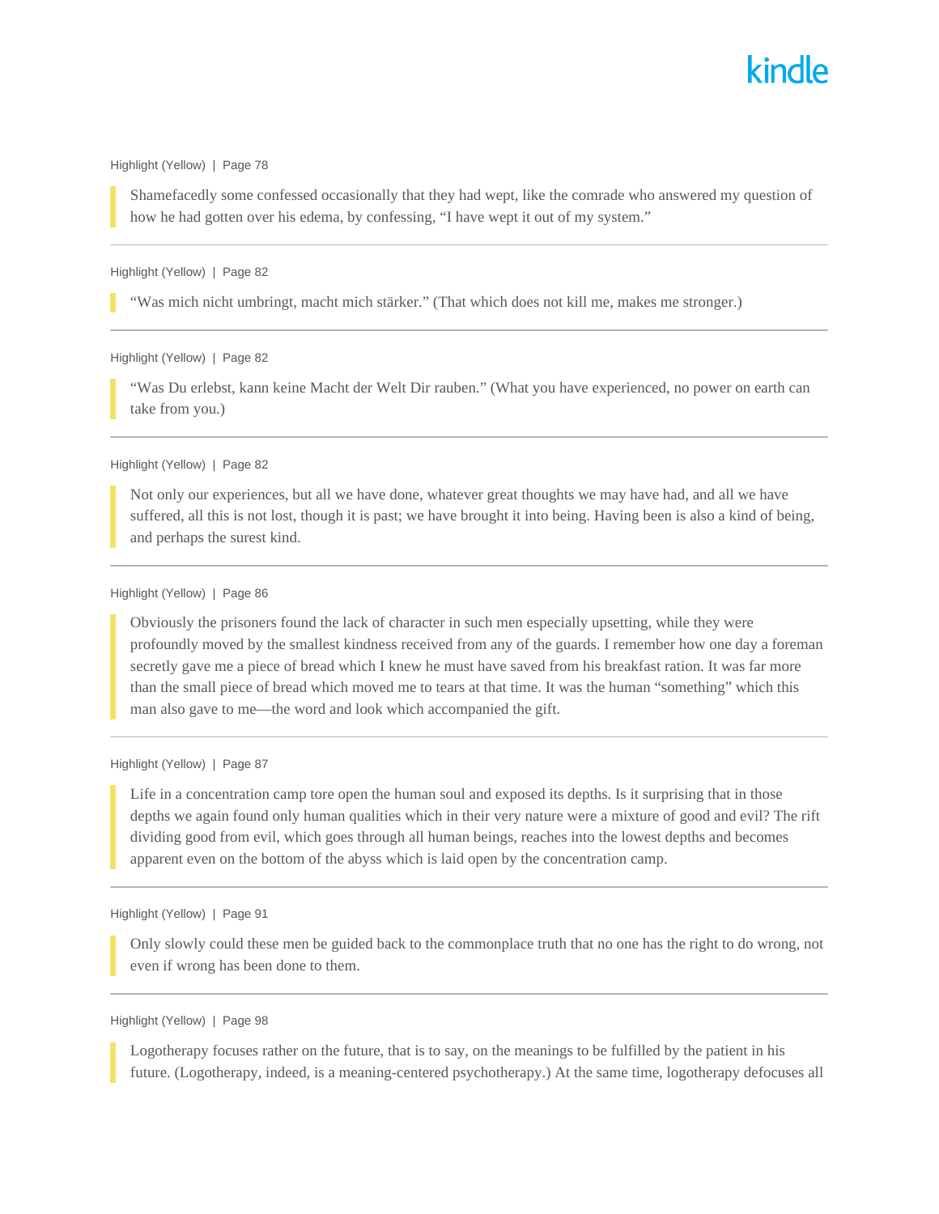Highlight (Yellow) | Page 78

> Shamefacedly some confessed occasionally that they had wept, like the comrade who answered my question of how he had gotten over his edema, by confessing, “I have wept it out of my system.”

---

Highlight (Yellow) | Page 82

> “Was mich nicht umbringt, macht mich stärker.” (That which does not kill me, makes me stronger.)

---

Highlight (Yellow) | Page 82

> “Was Du erlebst, kann keine Macht der Welt Dir rauben.” (What you have experienced, no power on earth can take from you.)

---

Highlight (Yellow) | Page 82

> Not only our experiences, but all we have done, whatever great thoughts we may have had, and all we have suffered, all this is not lost, though it is past; we have brought it into being. Having been is also a kind of being, and perhaps the surest kind.

---

Highlight (Yellow) | Page 86

> Obviously the prisoners found the lack of character in such men especially upsetting, while they were profoundly moved by the smallest kindness received from any of the guards. I remember how one day a foreman secretly gave me a piece of bread which I knew he must have saved from his breakfast ration. It was far more than the small piece of bread which moved me to tears at that time. It was the human “something” which this man also gave to me—the word and look which accompanied the gift.

---

Highlight (Yellow) | Page 87

> Life in a concentration camp tore open the human soul and exposed its depths. Is it surprising that in those depths we again found only human qualities which in their very nature were a mixture of good and evil? The rift dividing good from evil, which goes through all human beings, reaches into the lowest depths and becomes apparent even on the bottom of the abyss which is laid open by the concentration camp.

---

Highlight (Yellow) | Page 91

> Only slowly could these men be guided back to the commonplace truth that no one has the right to do wrong, not even if wrong has been done to them.

---

Highlight (Yellow) | Page 98

> Logotherapy focuses rather on the future, that is to say, on the meanings to be fulfilled by the patient in his future. (Logotherapy, indeed, is a meaning-centered psychotherapy.) At the same time, logotherapy defocuses all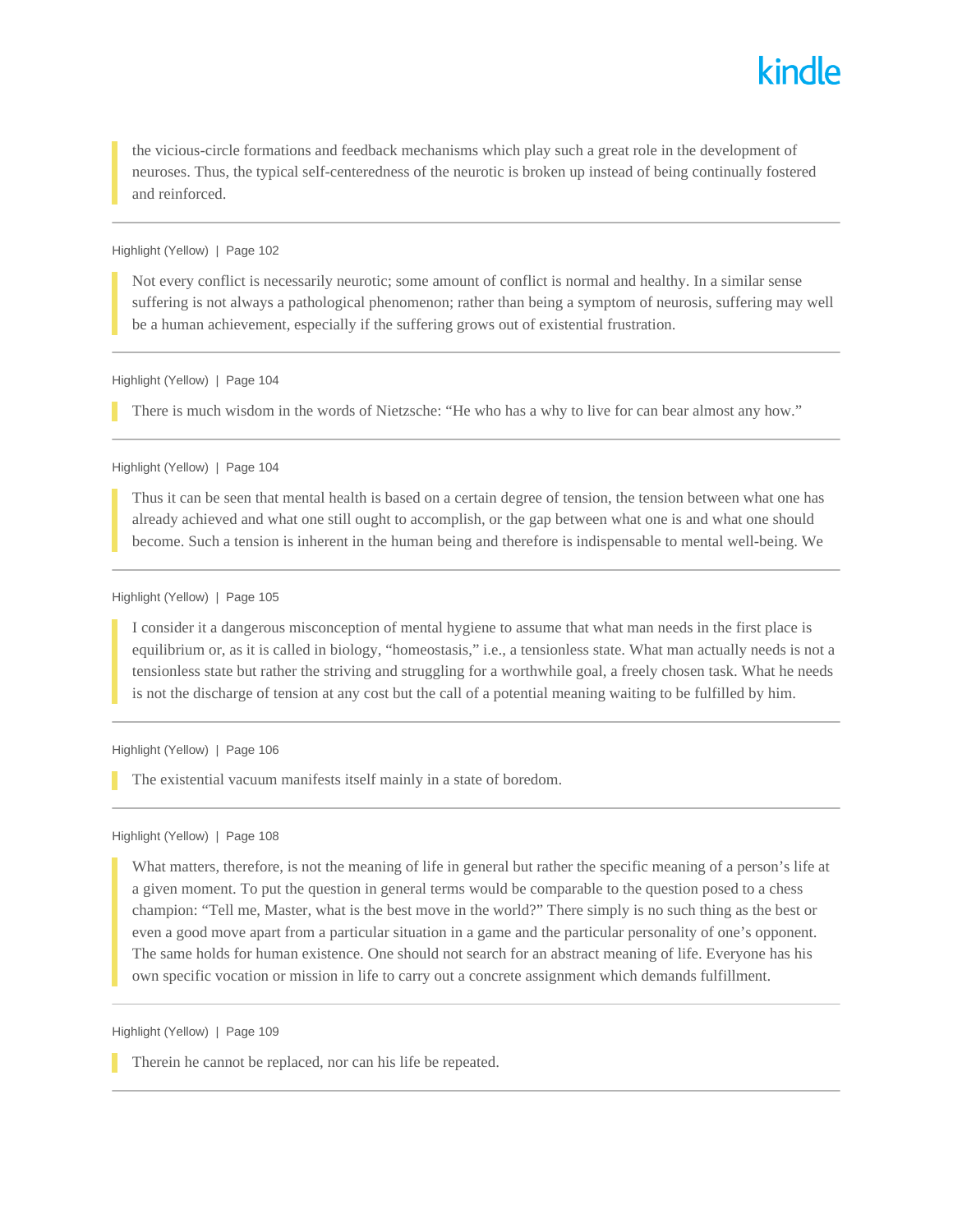> the vicious-circle formations and feedback mechanisms which play such a great role in the development of neuroses. Thus, the typical self-centeredness of the neurotic is broken up instead of being continually fostered and reinforced.

---

Highlight (Yellow) | Page 102

> Not every conflict is necessarily neurotic; some amount of conflict is normal and healthy. In a similar sense suffering is not always a pathological phenomenon; rather than being a symptom of neurosis, suffering may well be a human achievement, especially if the suffering grows out of existential frustration.

---

Highlight (Yellow) | Page 104

> There is much wisdom in the words of Nietzsche: "He who has a why to live for can bear almost any how."

---

Highlight (Yellow) | Page 104

> Thus it can be seen that mental health is based on a certain degree of tension, the tension between what one has already achieved and what one still ought to accomplish, or the gap between what one is and what one should become. Such a tension is inherent in the human being and therefore is indispensable to mental well-being. We

---

Highlight (Yellow) | Page 105

> I consider it a dangerous misconception of mental hygiene to assume that what man needs in the first place is equilibrium or, as it is called in biology, "homeostasis," i.e., a tensionless state. What man actually needs is not a tensionless state but rather the striving and struggling for a worthwhile goal, a freely chosen task. What he needs is not the discharge of tension at any cost but the call of a potential meaning waiting to be fulfilled by him.

---

Highlight (Yellow) | Page 106

> The existential vacuum manifests itself mainly in a state of boredom.

---

Highlight (Yellow) | Page 108

> What matters, therefore, is not the meaning of life in general but rather the specific meaning of a person's life at a given moment. To put the question in general terms would be comparable to the question posed to a chess champion: "Tell me, Master, what is the best move in the world?" There simply is no such thing as the best or even a good move apart from a particular situation in a game and the particular personality of one's opponent. The same holds for human existence. One should not search for an abstract meaning of life. Everyone has his own specific vocation or mission in life to carry out a concrete assignment which demands fulfillment.

---

Highlight (Yellow) | Page 109

> Therein he cannot be replaced, nor can his life be repeated.

---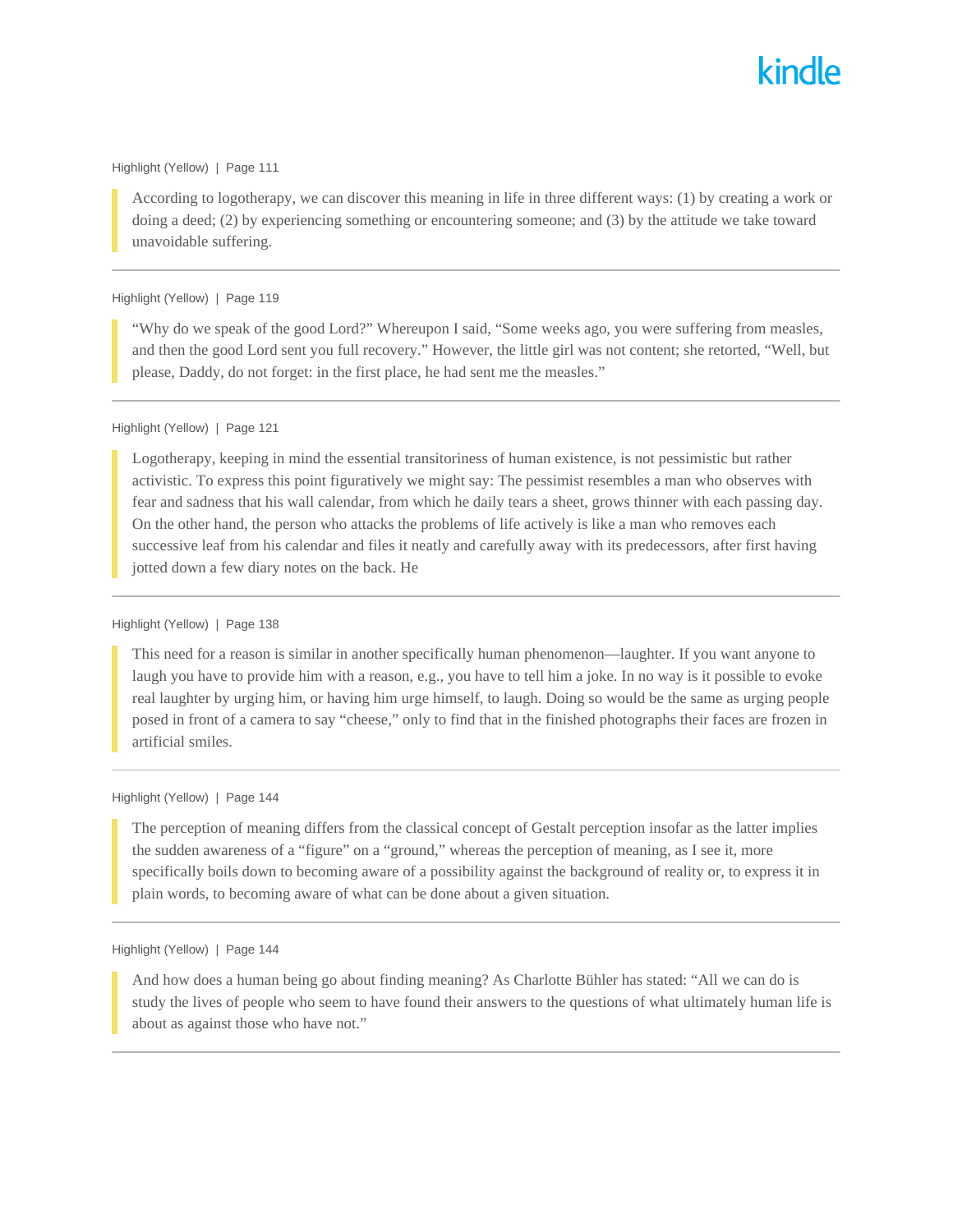Highlight (Yellow) | Page 111

> According to logotherapy, we can discover this meaning in life in three different ways: (1) by creating a work or doing a deed; (2) by experiencing something or encountering someone; and (3) by the attitude we take toward unavoidable suffering.

---

Highlight (Yellow) | Page 119

> "Why do we speak of the good Lord?" Whereupon I said, "Some weeks ago, you were suffering from measles, and then the good Lord sent you full recovery." However, the little girl was not content; she retorted, "Well, but please, Daddy, do not forget: in the first place, he had sent me the measles."

---

Highlight (Yellow) | Page 121

> Logotherapy, keeping in mind the essential transitoriness of human existence, is not pessimistic but rather activistic. To express this point figuratively we might say: The pessimist resembles a man who observes with fear and sadness that his wall calendar, from which he daily tears a sheet, grows thinner with each passing day. On the other hand, the person who attacks the problems of life actively is like a man who removes each successive leaf from his calendar and files it neatly and carefully away with its predecessors, after first having jotted down a few diary notes on the back. He

---

Highlight (Yellow) | Page 138

> This need for a reason is similar in another specifically human phenomenon—laughter. If you want anyone to laugh you have to provide him with a reason, e.g., you have to tell him a joke. In no way is it possible to evoke real laughter by urging him, or having him urge himself, to laugh. Doing so would be the same as urging people posed in front of a camera to say "cheese," only to find that in the finished photographs their faces are frozen in artificial smiles.

---

Highlight (Yellow) | Page 144

> The perception of meaning differs from the classical concept of Gestalt perception insofar as the latter implies the sudden awareness of a "figure" on a "ground," whereas the perception of meaning, as I see it, more specifically boils down to becoming aware of a possibility against the background of reality or, to express it in plain words, to becoming aware of what can be done about a given situation.

---

Highlight (Yellow) | Page 144

> And how does a human being go about finding meaning? As Charlotte Bühler has stated: "All we can do is study the lives of people who seem to have found their answers to the questions of what ultimately human life is about as against those who have not."

---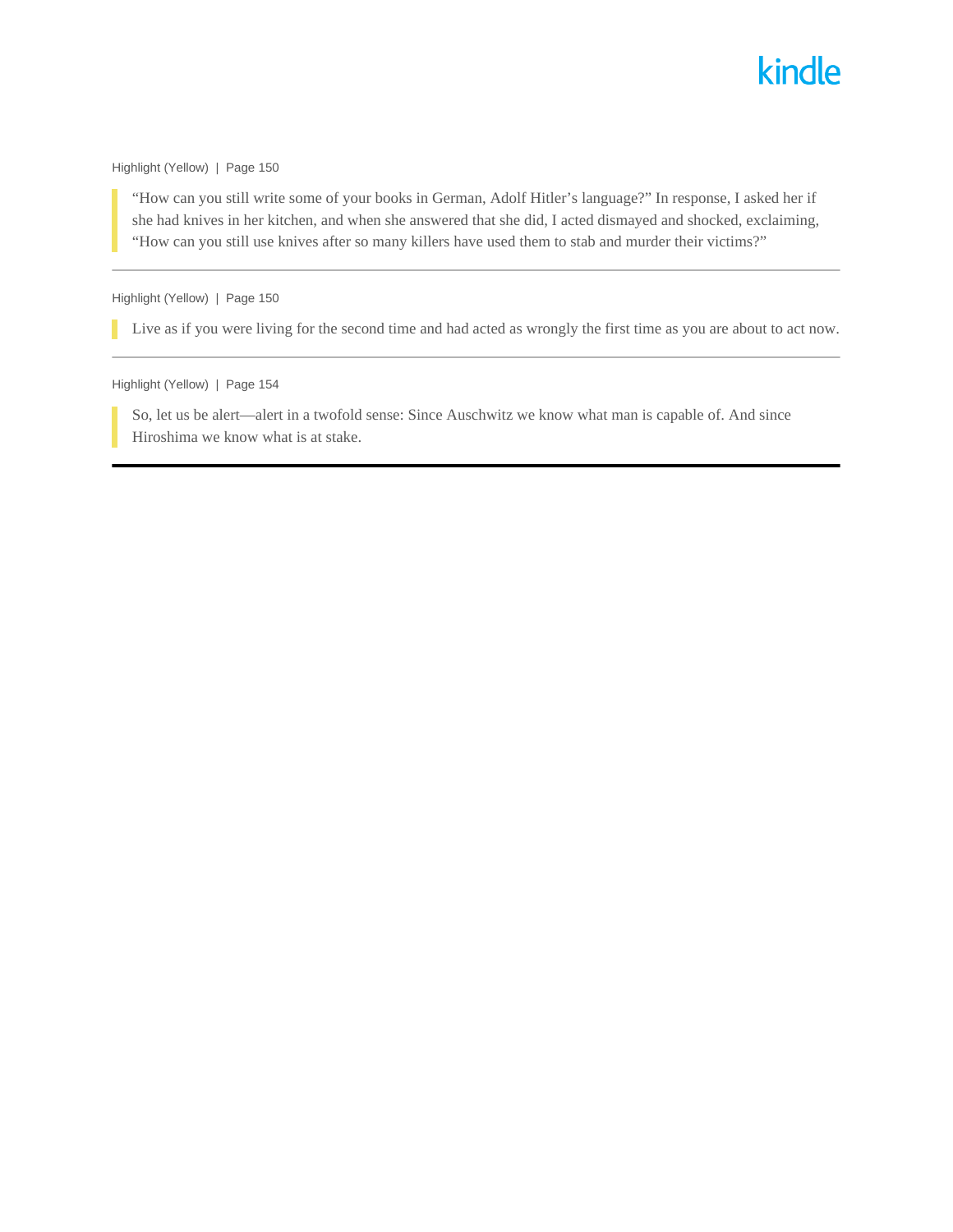Highlight (Yellow) | Page 150

> “How can you still write some of your books in German, Adolf Hitler’s language?” In response, I asked her if she had knives in her kitchen, and when she answered that she did, I acted dismayed and shocked, exclaiming, “How can you still use knives after so many killers have used them to stab and murder their victims?”

---

Highlight (Yellow) | Page 150

> Live as if you were living for the second time and had acted as wrongly the first time as you are about to act now.

---

Highlight (Yellow) | Page 154

> So, let us be alert—alert in a twofold sense: Since Auschwitz we know what man is capable of. And since Hiroshima we know what is at stake.